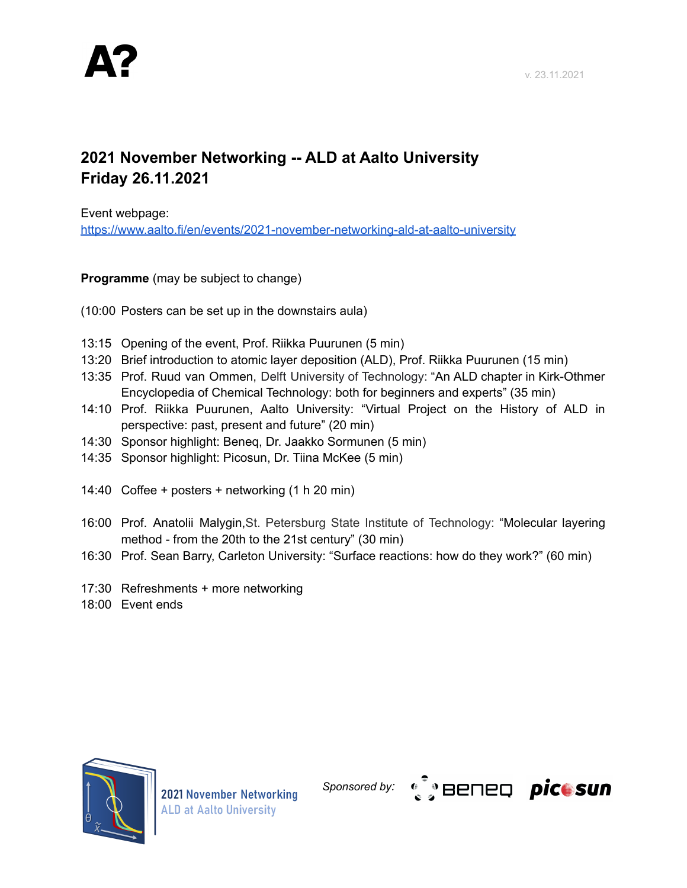A?

v. 23.11.2021

# 2021 November Networking -- ALD at Aalto University
# Friday 26.11.2021

Event webpage:
https://www.aalto.fi/en/events/2021-november-networking-ald-at-aalto-university

**Programme** (may be subject to change)

(10:00 Posters can be set up in the downstairs aula)

13:15 Opening of the event, Prof. Riikka Puurunen (5 min)
13:20 Brief introduction to atomic layer deposition (ALD), Prof. Riikka Puurunen (15 min)
13:35 Prof. Ruud van Ommen, Delft University of Technology: "An ALD chapter in Kirk-Othmer Encyclopedia of Chemical Technology: both for beginners and experts" (35 min)
14:10 Prof. Riikka Puurunen, Aalto University: "Virtual Project on the History of ALD in perspective: past, present and future" (20 min)
14:30 Sponsor highlight: Beneq, Dr. Jaakko Sormunen (5 min)
14:35 Sponsor highlight: Picosun, Dr. Tiina McKee (5 min)

14:40 Coffee + posters + networking (1 h 20 min)

16:00 Prof. Anatolii Malygin,St. Petersburg State Institute of Technology: "Molecular layering method - from the 20th to the 21st century" (30 min)
16:30 Prof. Sean Barry, Carleton University: "Surface reactions: how do they work?" (60 min)

17:30 Refreshments + more networking
18:00 Event ends

2021 November Networking
ALD at Aalto University

*Sponsored by:* Beneq picosun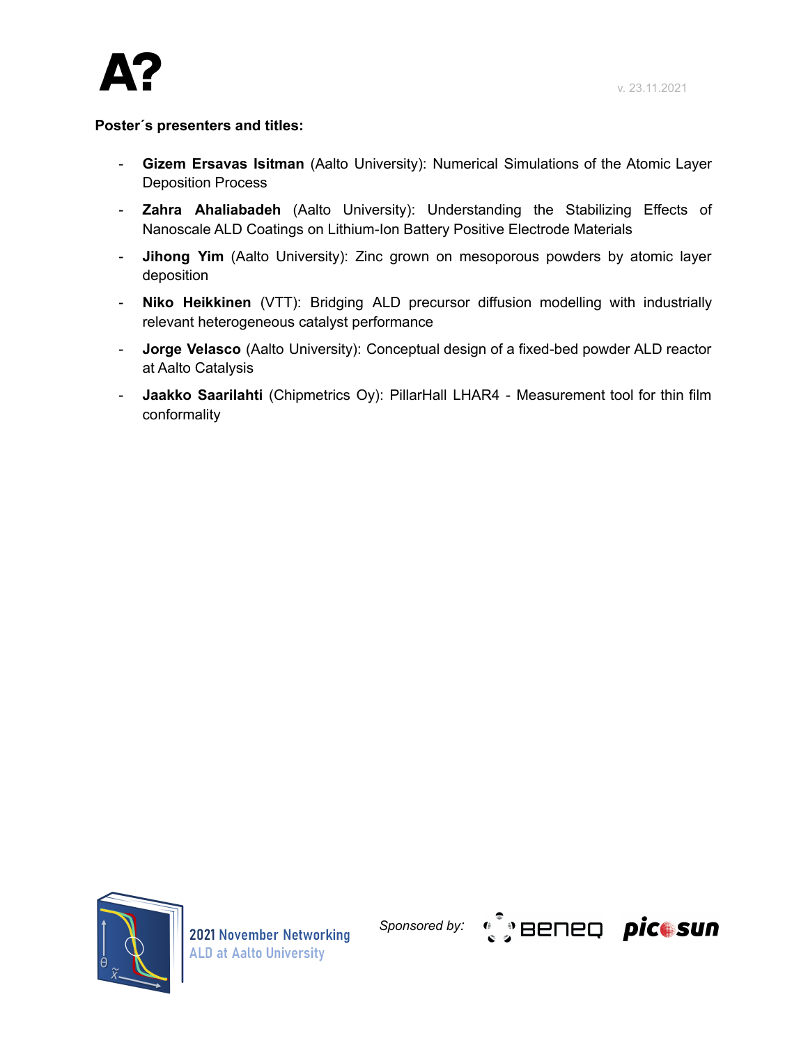**Poster´s presenters and titles:**

- **Gizem Ersavas Isitman** (Aalto University): Numerical Simulations of the Atomic Layer Deposition Process
- **Zahra Ahaliabadeh** (Aalto University): Understanding the Stabilizing Effects of Nanoscale ALD Coatings on Lithium-Ion Battery Positive Electrode Materials
- **Jihong Yim** (Aalto University): Zinc grown on mesoporous powders by atomic layer deposition
- **Niko Heikkinen** (VTT): Bridging ALD precursor diffusion modelling with industrially relevant heterogeneous catalyst performance
- **Jorge Velasco** (Aalto University): Conceptual design of a fixed-bed powder ALD reactor at Aalto Catalysis
- **Jaakko Saarilahti** (Chipmetrics Oy): PillarHall LHAR4 - Measurement tool for thin film conformality

2021 November Networking
ALD at Aalto University

*Sponsored by:* Beneq picosun